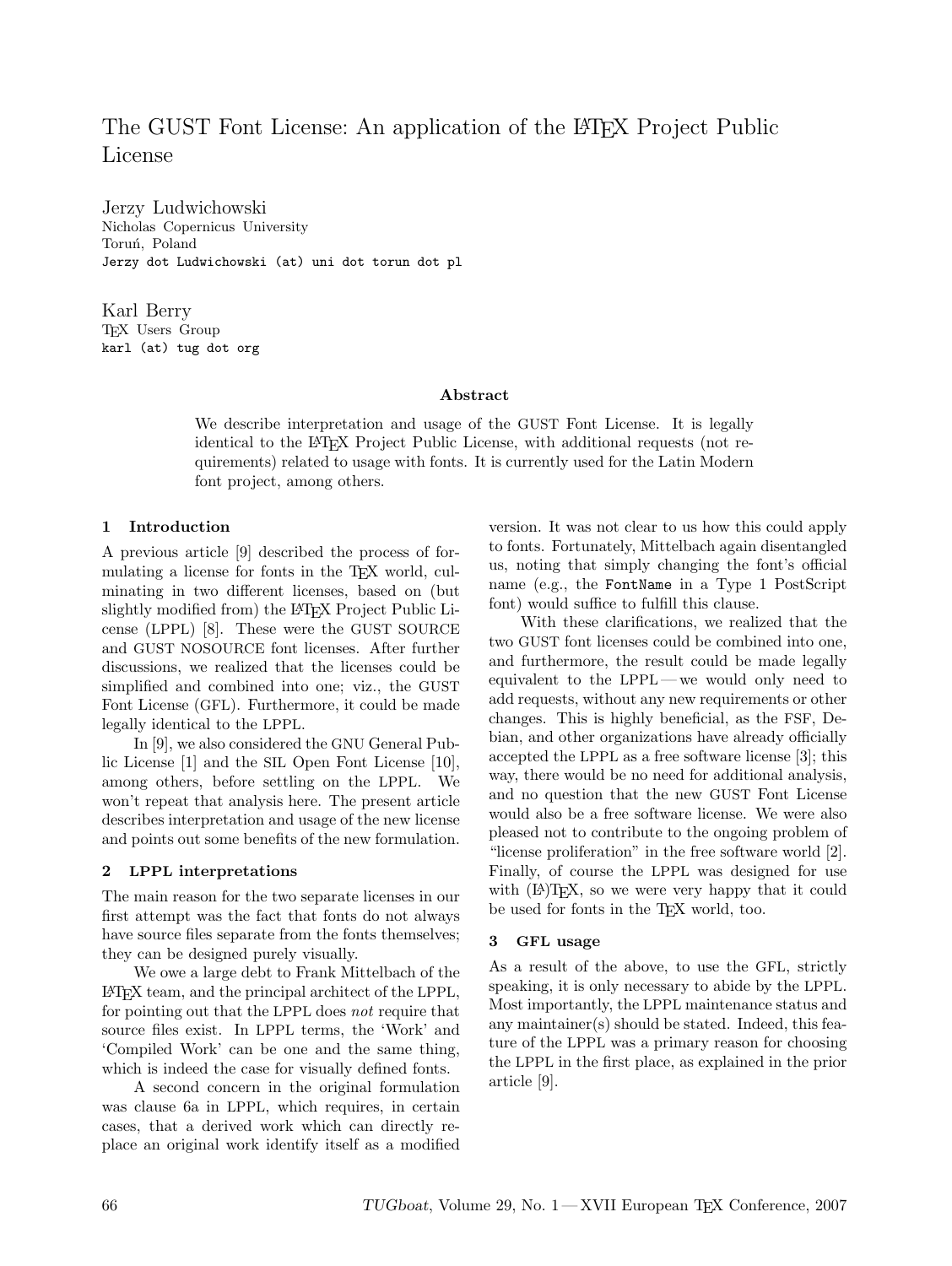# The GUST Font License: An application of the LaTeX Project Public License

Jerzy Ludwichowski
Nicholas Copernicus University
Toruń, Poland
`Jerzy dot Ludwichowski (at) uni dot torun dot pl`

Karl Berry
TeX Users Group
`karl (at) tug dot org`

### Abstract

We describe interpretation and usage of the GUST Font License. It is legally identical to the LaTeX Project Public License, with additional requests (not requirements) related to usage with fonts. It is currently used for the Latin Modern font project, among others.

## 1 Introduction

A previous article [9] described the process of formulating a license for fonts in the TeX world, culminating in two different licenses, based on (but slightly modified from) the LaTeX Project Public License (LPPL) [8]. These were the GUST SOURCE and GUST NOSOURCE font licenses. After further discussions, we realized that the licenses could be simplified and combined into one; viz., the GUST Font License (GFL). Furthermore, it could be made legally identical to the LPPL.

In [9], we also considered the GNU General Public License [1] and the SIL Open Font License [10], among others, before settling on the LPPL. We won't repeat that analysis here. The present article describes interpretation and usage of the new license and points out some benefits of the new formulation.

## 2 LPPL interpretations

The main reason for the two separate licenses in our first attempt was the fact that fonts do not always have source files separate from the fonts themselves; they can be designed purely visually.

We owe a large debt to Frank Mittelbach of the LaTeX team, and the principal architect of the LPPL, for pointing out that the LPPL does *not* require that source files exist. In LPPL terms, the 'Work' and 'Compiled Work' can be one and the same thing, which is indeed the case for visually defined fonts.

A second concern in the original formulation was clause 6a in LPPL, which requires, in certain cases, that a derived work which can directly replace an original work identify itself as a modified version. It was not clear to us how this could apply to fonts. Fortunately, Mittelbach again disentangled us, noting that simply changing the font's official name (e.g., the `FontName` in a Type 1 PostScript font) would suffice to fulfill this clause.

With these clarifications, we realized that the two GUST font licenses could be combined into one, and furthermore, the result could be made legally equivalent to the LPPL — we would only need to add requests, without any new requirements or other changes. This is highly beneficial, as the FSF, Debian, and other organizations have already officially accepted the LPPL as a free software license [3]; this way, there would be no need for additional analysis, and no question that the new GUST Font License would also be a free software license. We were also pleased not to contribute to the ongoing problem of "license proliferation" in the free software world [2]. Finally, of course the LPPL was designed for use with (La)TeX, so we were very happy that it could be used for fonts in the TeX world, too.

## 3 GFL usage

As a result of the above, to use the GFL, strictly speaking, it is only necessary to abide by the LPPL. Most importantly, the LPPL maintenance status and any maintainer(s) should be stated. Indeed, this feature of the LPPL was a primary reason for choosing the LPPL in the first place, as explained in the prior article [9].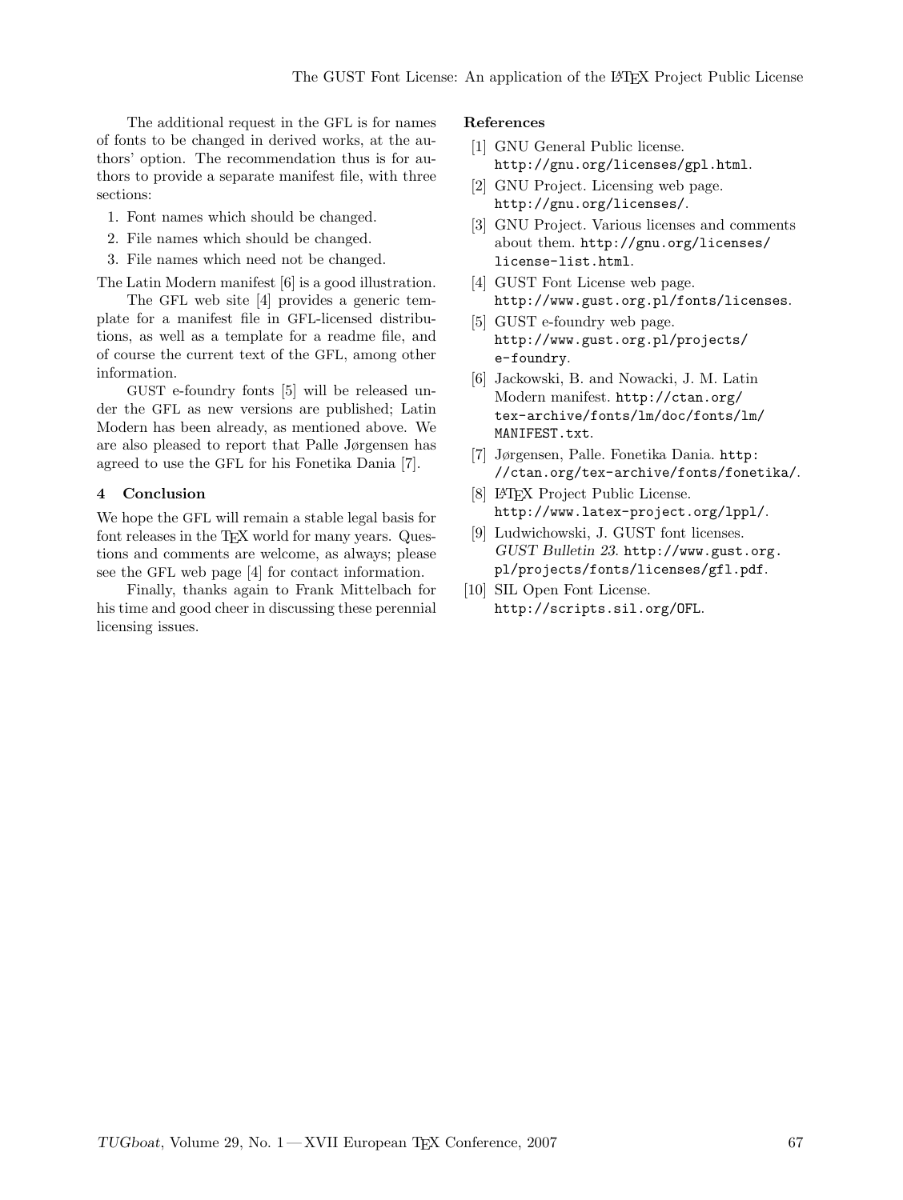The additional request in the GFL is for names of fonts to be changed in derived works, at the authors' option. The recommendation thus is for authors to provide a separate manifest file, with three sections:

1. Font names which should be changed.
2. File names which should be changed.
3. File names which need not be changed.

The Latin Modern manifest [6] is a good illustration.

The GFL web site [4] provides a generic template for a manifest file in GFL-licensed distributions, as well as a template for a readme file, and of course the current text of the GFL, among other information.

GUST e-foundry fonts [5] will be released under the GFL as new versions are published; Latin Modern has been already, as mentioned above. We are also pleased to report that Palle Jørgensen has agreed to use the GFL for his Fonetika Dania [7].

## 4 Conclusion

We hope the GFL will remain a stable legal basis for font releases in the TeX world for many years. Questions and comments are welcome, as always; please see the GFL web page [4] for contact information.

Finally, thanks again to Frank Mittelbach for his time and good cheer in discussing these perennial licensing issues.

## References

[1] GNU General Public license. `http://gnu.org/licenses/gpl.html`.

[2] GNU Project. Licensing web page. `http://gnu.org/licenses/`.

[3] GNU Project. Various licenses and comments about them. `http://gnu.org/licenses/license-list.html`.

[4] GUST Font License web page. `http://www.gust.org.pl/fonts/licenses`.

[5] GUST e-foundry web page. `http://www.gust.org.pl/projects/e-foundry`.

[6] Jackowski, B. and Nowacki, J. M. Latin Modern manifest. `http://ctan.org/tex-archive/fonts/lm/doc/fonts/lm/MANIFEST.txt`.

[7] Jørgensen, Palle. Fonetika Dania. `http://ctan.org/tex-archive/fonts/fonetika/`.

[8] LaTeX Project Public License. `http://www.latex-project.org/lppl/`.

[9] Ludwichowski, J. GUST font licenses. *GUST Bulletin 23*. `http://www.gust.org.pl/projects/fonts/licenses/gfl.pdf`.

[10] SIL Open Font License. `http://scripts.sil.org/OFL`.